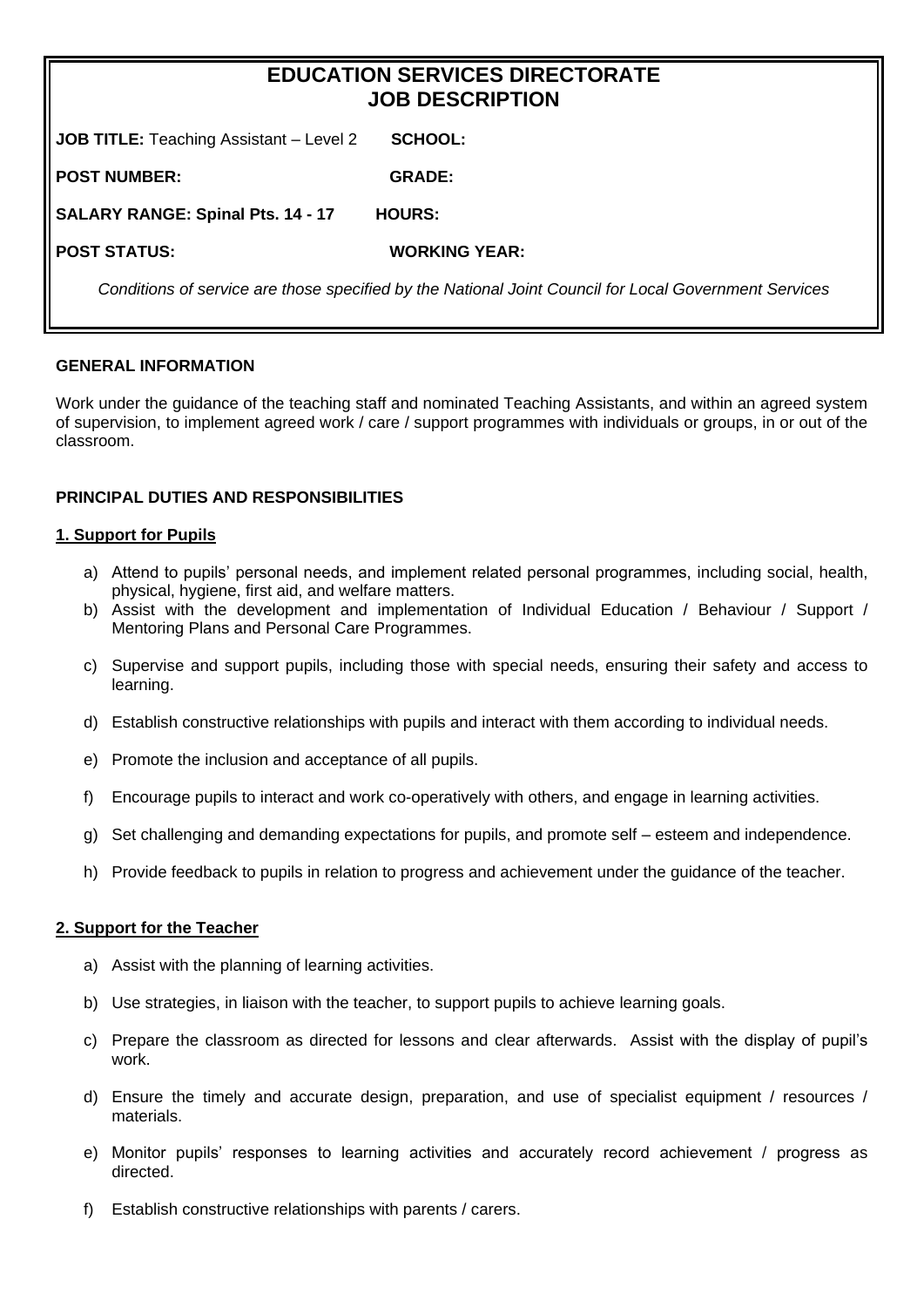# EDUCATION SERVICES DIRECTORATE
# JOB DESCRIPTION

| | |
|---|---|
| **JOB TITLE:** Teaching Assistant – Level 2 | **SCHOOL:** |
| **POST NUMBER:** | **GRADE:** |
| **SALARY RANGE: Spinal Pts. 14 - 17** | **HOURS:** |
| **POST STATUS:** | **WORKING YEAR:** |

*Conditions of service are those specified by the National Joint Council for Local Government Services*

## GENERAL INFORMATION

Work under the guidance of the teaching staff and nominated Teaching Assistants, and within an agreed system of supervision, to implement agreed work / care / support programmes with individuals or groups, in or out of the classroom.

## PRINCIPAL DUTIES AND RESPONSIBILITIES

### 1. Support for Pupils

a) Attend to pupils' personal needs, and implement related personal programmes, including social, health, physical, hygiene, first aid, and welfare matters.

b) Assist with the development and implementation of Individual Education / Behaviour / Support / Mentoring Plans and Personal Care Programmes.

c) Supervise and support pupils, including those with special needs, ensuring their safety and access to learning.

d) Establish constructive relationships with pupils and interact with them according to individual needs.

e) Promote the inclusion and acceptance of all pupils.

f) Encourage pupils to interact and work co-operatively with others, and engage in learning activities.

g) Set challenging and demanding expectations for pupils, and promote self – esteem and independence.

h) Provide feedback to pupils in relation to progress and achievement under the guidance of the teacher.

### 2. Support for the Teacher

a) Assist with the planning of learning activities.

b) Use strategies, in liaison with the teacher, to support pupils to achieve learning goals.

c) Prepare the classroom as directed for lessons and clear afterwards. Assist with the display of pupil's work.

d) Ensure the timely and accurate design, preparation, and use of specialist equipment / resources / materials.

e) Monitor pupils' responses to learning activities and accurately record achievement / progress as directed.

f) Establish constructive relationships with parents / carers.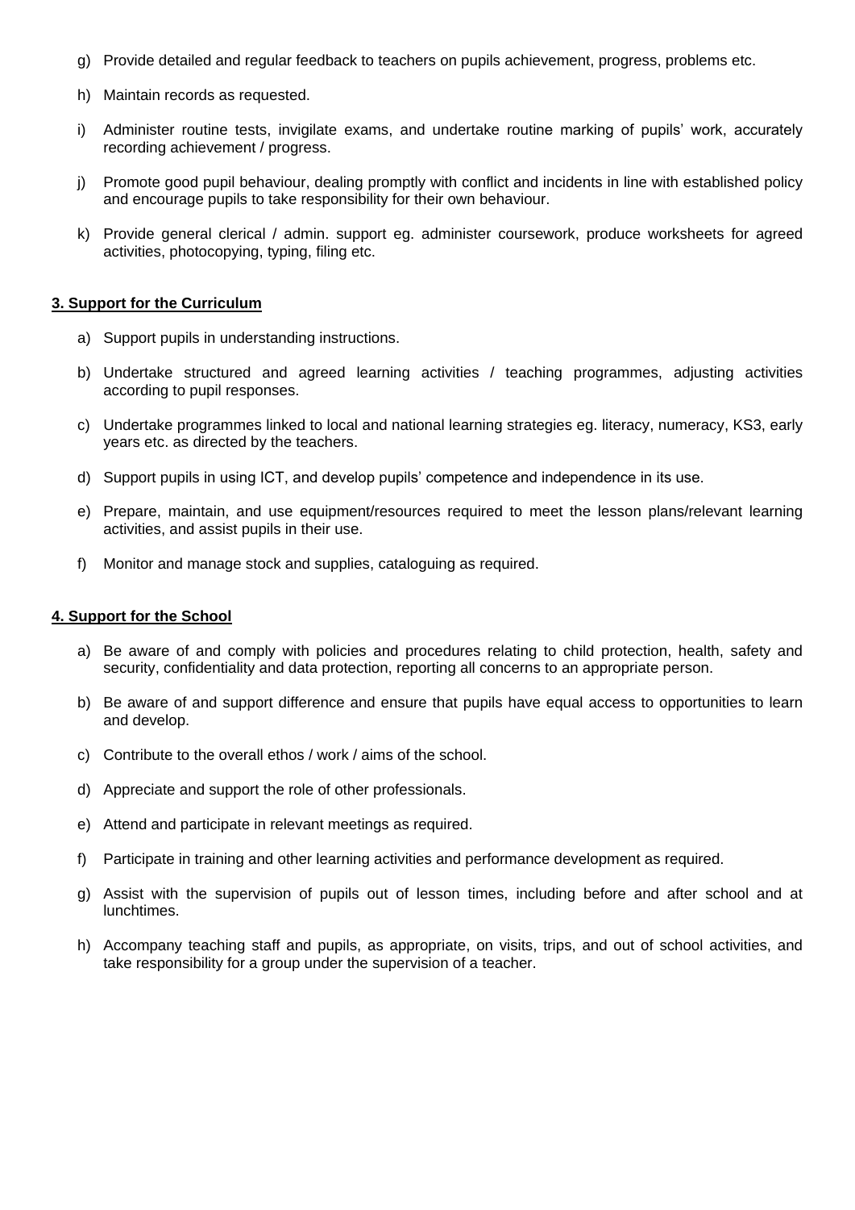g) Provide detailed and regular feedback to teachers on pupils achievement, progress, problems etc.

h) Maintain records as requested.

i) Administer routine tests, invigilate exams, and undertake routine marking of pupils' work, accurately recording achievement / progress.

j) Promote good pupil behaviour, dealing promptly with conflict and incidents in line with established policy and encourage pupils to take responsibility for their own behaviour.

k) Provide general clerical / admin. support eg. administer coursework, produce worksheets for agreed activities, photocopying, typing, filing etc.

**3. Support for the Curriculum**

a) Support pupils in understanding instructions.

b) Undertake structured and agreed learning activities / teaching programmes, adjusting activities according to pupil responses.

c) Undertake programmes linked to local and national learning strategies eg. literacy, numeracy, KS3, early years etc. as directed by the teachers.

d) Support pupils in using ICT, and develop pupils' competence and independence in its use.

e) Prepare, maintain, and use equipment/resources required to meet the lesson plans/relevant learning activities, and assist pupils in their use.

f) Monitor and manage stock and supplies, cataloguing as required.

**4. Support for the School**

a) Be aware of and comply with policies and procedures relating to child protection, health, safety and security, confidentiality and data protection, reporting all concerns to an appropriate person.

b) Be aware of and support difference and ensure that pupils have equal access to opportunities to learn and develop.

c) Contribute to the overall ethos / work / aims of the school.

d) Appreciate and support the role of other professionals.

e) Attend and participate in relevant meetings as required.

f) Participate in training and other learning activities and performance development as required.

g) Assist with the supervision of pupils out of lesson times, including before and after school and at lunchtimes.

h) Accompany teaching staff and pupils, as appropriate, on visits, trips, and out of school activities, and take responsibility for a group under the supervision of a teacher.